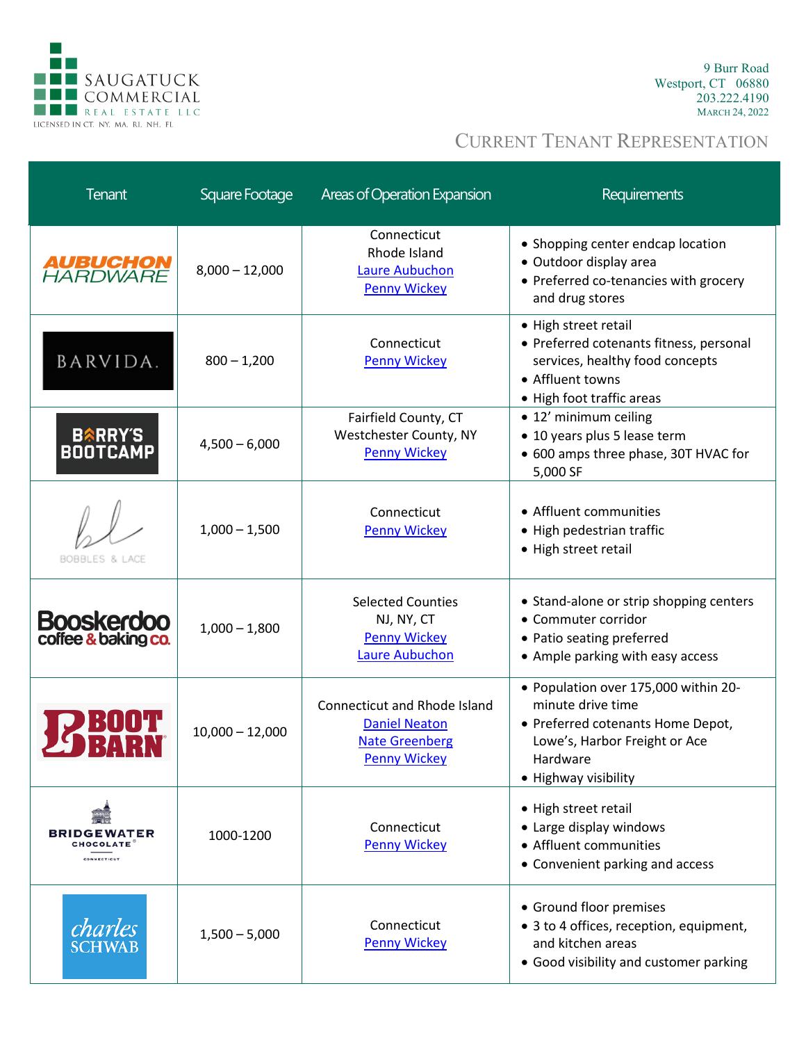SAUGATUCK COMMERCIAL REAL ESTATE LLC
LICENSED IN CT, NY, MA, RI, NH, FL

9 Burr Road
Westport, CT 06880
203.222.4190
March 24, 2022

# Current Tenant Representation

| Tenant | Square Footage | Areas of Operation Expansion | Requirements |
|---|---|---|---|
| Aubuchon Hardware | 8,000 – 12,000 | Connecticut<br>Rhode Island<br>Laure Aubuchon<br>Penny Wickey | • Shopping center endcap location<br>• Outdoor display area<br>• Preferred co-tenancies with grocery and drug stores |
| Barvida. | 800 – 1,200 | Connecticut<br>Penny Wickey | • High street retail<br>• Preferred cotenants fitness, personal services, healthy food concepts<br>• Affluent towns<br>• High foot traffic areas |
| Barry's Bootcamp | 4,500 – 6,000 | Fairfield County, CT<br>Westchester County, NY<br>Penny Wickey | • 12' minimum ceiling<br>• 10 years plus 5 lease term<br>• 600 amps three phase, 30T HVAC for 5,000 SF |
| Bobbles & Lace | 1,000 – 1,500 | Connecticut<br>Penny Wickey | • Affluent communities<br>• High pedestrian traffic<br>• High street retail |
| Booskerdoo coffee & baking co. | 1,000 – 1,800 | Selected Counties<br>NJ, NY, CT<br>Penny Wickey<br>Laure Aubuchon | • Stand-alone or strip shopping centers<br>• Commuter corridor<br>• Patio seating preferred<br>• Ample parking with easy access |
| Boot Barn | 10,000 – 12,000 | Connecticut and Rhode Island<br>Daniel Neaton<br>Nate Greenberg<br>Penny Wickey | • Population over 175,000 within 20-minute drive time<br>• Preferred cotenants Home Depot, Lowe's, Harbor Freight or Ace Hardware<br>• Highway visibility |
| Bridgewater Chocolate | 1000-1200 | Connecticut<br>Penny Wickey | • High street retail<br>• Large display windows<br>• Affluent communities<br>• Convenient parking and access |
| Charles Schwab | 1,500 – 5,000 | Connecticut<br>Penny Wickey | • Ground floor premises<br>• 3 to 4 offices, reception, equipment, and kitchen areas<br>• Good visibility and customer parking |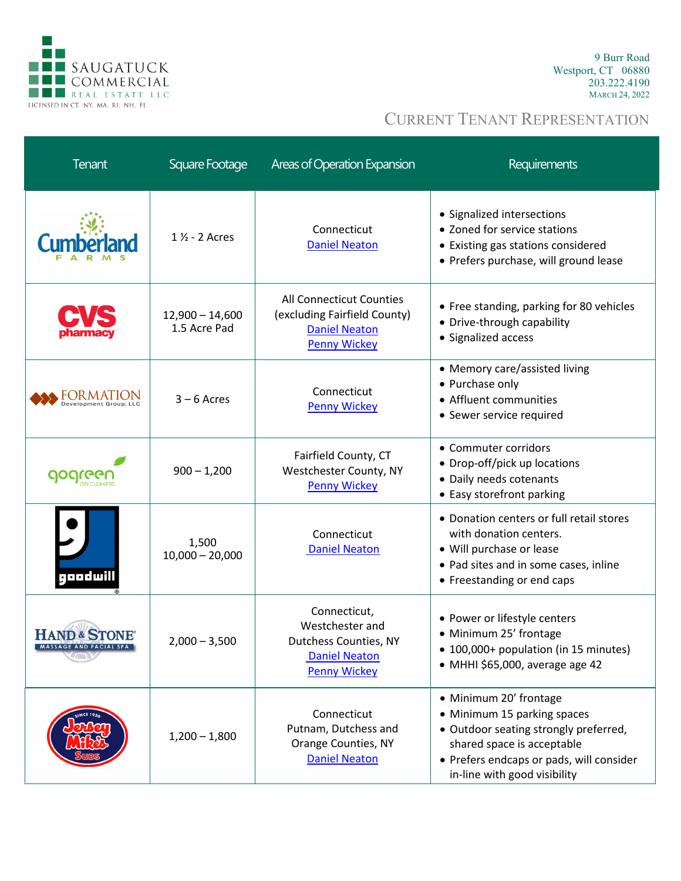SAUGATUCK COMMERCIAL REAL ESTATE LLC
LICENSED IN CT, NY, MA, RI, NH, FL

9 Burr Road
Westport, CT 06880
203.222.4190
March 24, 2022

## Current Tenant Representation

| Tenant | Square Footage | Areas of Operation Expansion | Requirements |
|---|---|---|---|
| Cumberland Farms | 1 ½ - 2 Acres | Connecticut<br>Daniel Neaton | • Signalized intersections<br>• Zoned for service stations<br>• Existing gas stations considered<br>• Prefers purchase, will ground lease |
| CVS pharmacy | 12,900 – 14,600<br>1.5 Acre Pad | All Connecticut Counties (excluding Fairfield County)<br>Daniel Neaton<br>Penny Wickey | • Free standing, parking for 80 vehicles<br>• Drive-through capability<br>• Signalized access |
| Formation Development Group, LLC | 3 – 6 Acres | Connecticut<br>Penny Wickey | • Memory care/assisted living<br>• Purchase only<br>• Affluent communities<br>• Sewer service required |
| gogreen dry cleaners | 900 – 1,200 | Fairfield County, CT<br>Westchester County, NY<br>Penny Wickey | • Commuter corridors<br>• Drop-off/pick up locations<br>• Daily needs cotenants<br>• Easy storefront parking |
| goodwill | 1,500<br>10,000 – 20,000 | Connecticut<br>Daniel Neaton | • Donation centers or full retail stores with donation centers.<br>• Will purchase or lease<br>• Pad sites and in some cases, inline<br>• Freestanding or end caps |
| Hand & Stone Massage and Facial Spa | 2,000 – 3,500 | Connecticut, Westchester and Dutchess Counties, NY<br>Daniel Neaton<br>Penny Wickey | • Power or lifestyle centers<br>• Minimum 25' frontage<br>• 100,000+ population (in 15 minutes)<br>• MHHI $65,000, average age 42 |
| Jersey Mike's Subs | 1,200 – 1,800 | Connecticut<br>Putnam, Dutchess and Orange Counties, NY<br>Daniel Neaton | • Minimum 20' frontage<br>• Minimum 15 parking spaces<br>• Outdoor seating strongly preferred, shared space is acceptable<br>• Prefers endcaps or pads, will consider in-line with good visibility |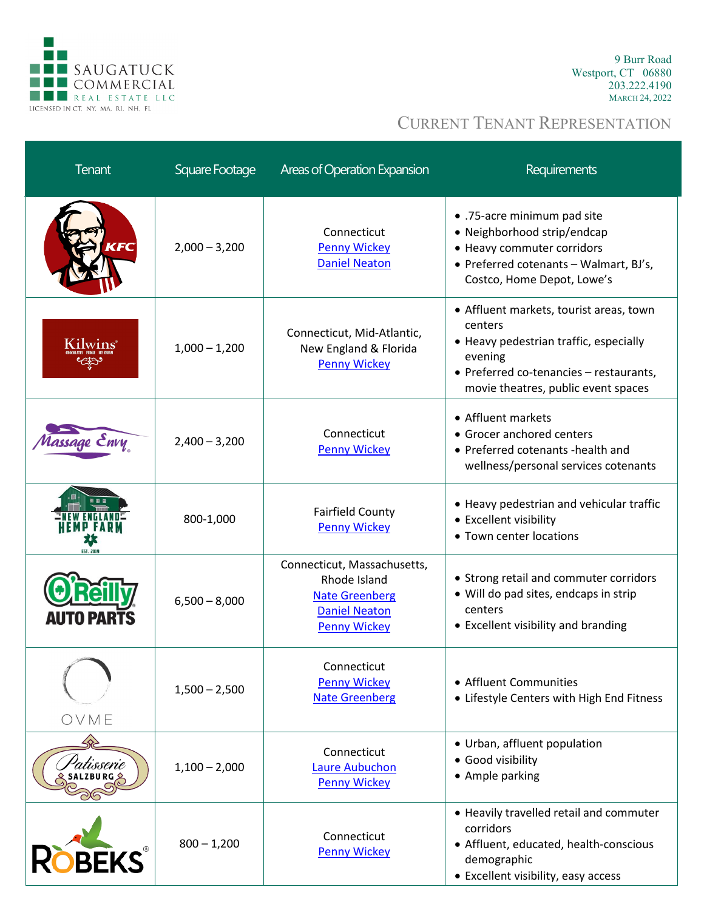SAUGATUCK COMMERCIAL REAL ESTATE LLC
LICENSED IN CT, NY, MA, RI, NH, FL

9 Burr Road
Westport, CT 06880
203.222.4190
March 24, 2022

## Current Tenant Representation

| Tenant | Square Footage | Areas of Operation Expansion | Requirements |
|---|---|---|---|
| KFC | 2,000 – 3,200 | Connecticut<br>Penny Wickey<br>Daniel Neaton | • .75-acre minimum pad site<br>• Neighborhood strip/endcap<br>• Heavy commuter corridors<br>• Preferred cotenants – Walmart, BJ's, Costco, Home Depot, Lowe's |
| Kilwins | 1,000 – 1,200 | Connecticut, Mid-Atlantic, New England & Florida<br>Penny Wickey | • Affluent markets, tourist areas, town centers<br>• Heavy pedestrian traffic, especially evening<br>• Preferred co-tenancies – restaurants, movie theatres, public event spaces |
| Massage Envy | 2,400 – 3,200 | Connecticut<br>Penny Wickey | • Affluent markets<br>• Grocer anchored centers<br>• Preferred cotenants -health and wellness/personal services cotenants |
| New England Hemp Farm | 800-1,000 | Fairfield County<br>Penny Wickey | • Heavy pedestrian and vehicular traffic<br>• Excellent visibility<br>• Town center locations |
| O'Reilly Auto Parts | 6,500 – 8,000 | Connecticut, Massachusetts, Rhode Island<br>Nate Greenberg<br>Daniel Neaton<br>Penny Wickey | • Strong retail and commuter corridors<br>• Will do pad sites, endcaps in strip centers<br>• Excellent visibility and branding |
| OVME | 1,500 – 2,500 | Connecticut<br>Penny Wickey<br>Nate Greenberg | • Affluent Communities<br>• Lifestyle Centers with High End Fitness |
| Patisserie Salzburg | 1,100 – 2,000 | Connecticut<br>Laure Aubuchon<br>Penny Wickey | • Urban, affluent population<br>• Good visibility<br>• Ample parking |
| Robeks | 800 – 1,200 | Connecticut<br>Penny Wickey | • Heavily travelled retail and commuter corridors<br>• Affluent, educated, health-conscious demographic<br>• Excellent visibility, easy access |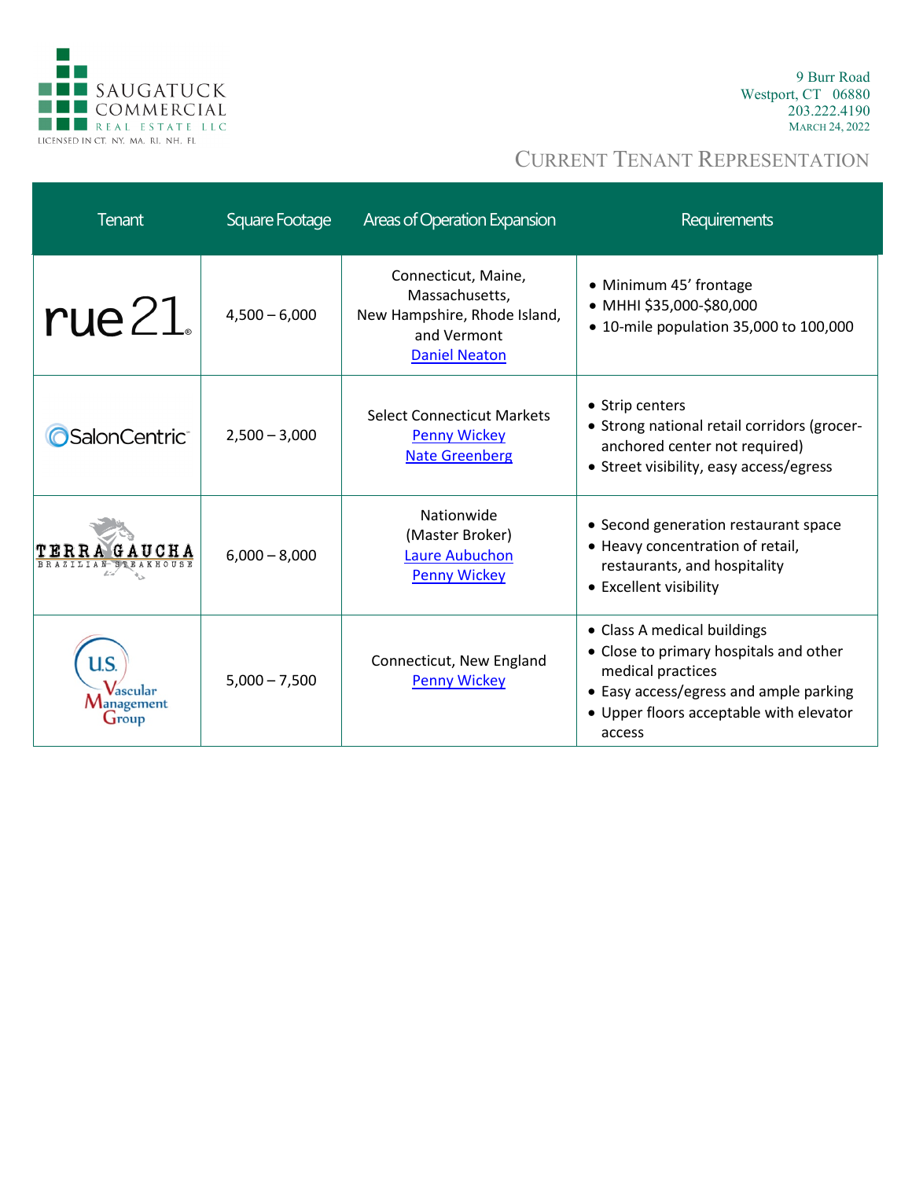SAUGATUCK COMMERCIAL REAL ESTATE LLC

LICENSED IN CT, NY, MA, RI, NH, FL

9 Burr Road
Westport, CT 06880
203.222.4190
March 24, 2022

## Current Tenant Representation

| Tenant | Square Footage | Areas of Operation Expansion | Requirements |
|---|---|---|---|
| rue21 | 4,500 – 6,000 | Connecticut, Maine, Massachusetts, New Hampshire, Rhode Island, and Vermont<br>Daniel Neaton | • Minimum 45' frontage<br>• MHHI $35,000-$80,000<br>• 10-mile population 35,000 to 100,000 |
| SalonCentric | 2,500 – 3,000 | Select Connecticut Markets<br>Penny Wickey<br>Nate Greenberg | • Strip centers<br>• Strong national retail corridors (grocer-anchored center not required)<br>• Street visibility, easy access/egress |
| Terra Gaucha Brazilian Steakhouse | 6,000 – 8,000 | Nationwide (Master Broker)<br>Laure Aubuchon<br>Penny Wickey | • Second generation restaurant space<br>• Heavy concentration of retail, restaurants, and hospitality<br>• Excellent visibility |
| U.S. Vascular Management Group | 5,000 – 7,500 | Connecticut, New England<br>Penny Wickey | • Class A medical buildings<br>• Close to primary hospitals and other medical practices<br>• Easy access/egress and ample parking<br>• Upper floors acceptable with elevator access |